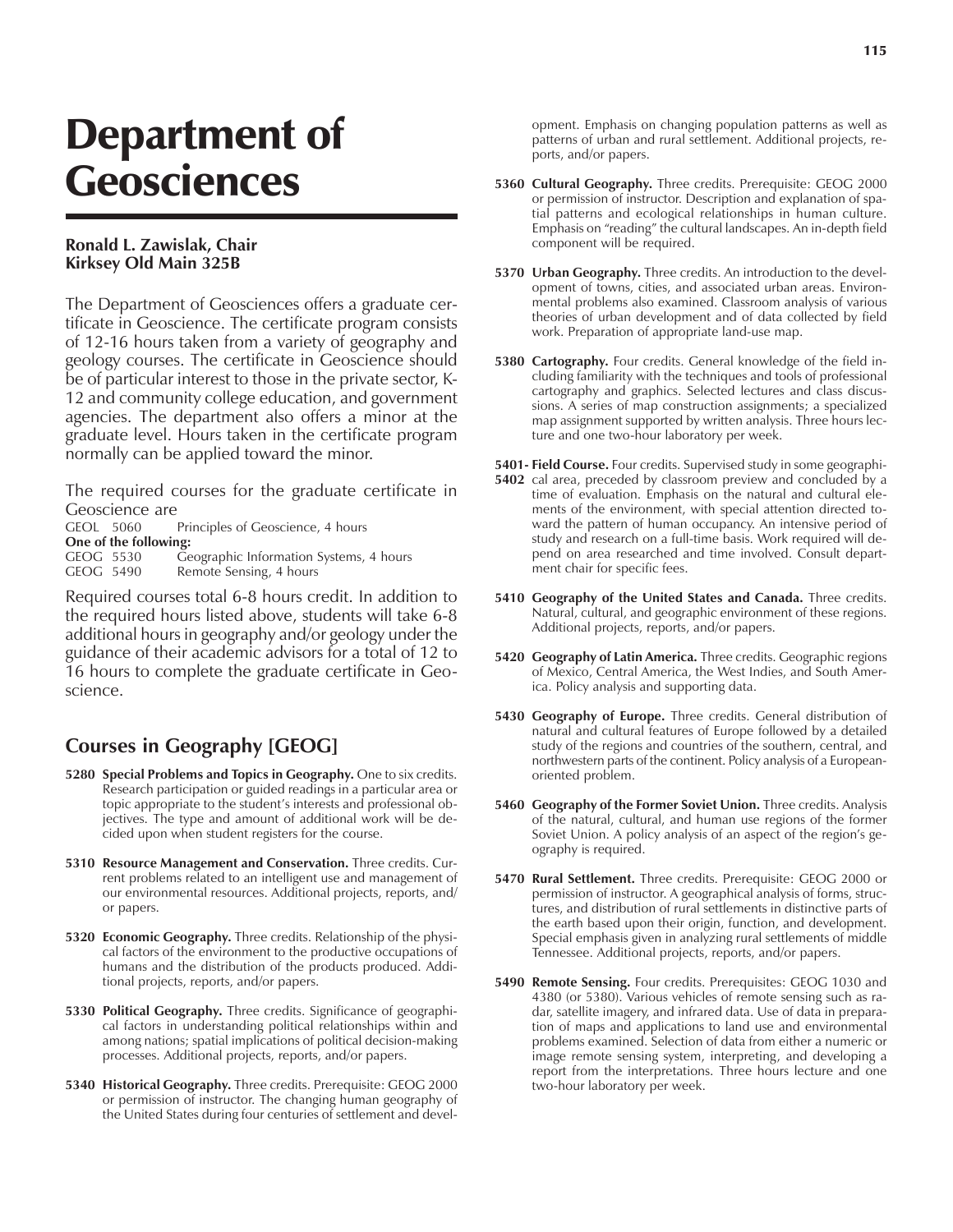// Department of Geosciences

# Department of Geosciences

**Ronald L. Zawislak, Chair**
**Kirksey Old Main 325B**

The Department of Geosciences offers a graduate certificate in Geoscience. The certificate program consists of 12-16 hours taken from a variety of geography and geology courses. The certificate in Geoscience should be of particular interest to those in the private sector, K-12 and community college education, and government agencies. The department also offers a minor at the graduate level. Hours taken in the certificate program normally can be applied toward the minor.

The required courses for the graduate certificate in Geoscience are

GEOL 5060 Principles of Geoscience, 4 hours

**One of the following:**

GEOG 5530 Geographic Information Systems, 4 hours
GEOG 5490 Remote Sensing, 4 hours

Required courses total 6-8 hours credit. In addition to the required hours listed above, students will take 6-8 additional hours in geography and/or geology under the guidance of their academic advisors for a total of 12 to 16 hours to complete the graduate certificate in Geoscience.

## Courses in Geography [GEOG]

**5280 Special Problems and Topics in Geography.** One to six credits. Research participation or guided readings in a particular area or topic appropriate to the student's interests and professional objectives. The type and amount of additional work will be decided upon when student registers for the course.

**5310 Resource Management and Conservation.** Three credits. Current problems related to an intelligent use and management of our environmental resources. Additional projects, reports, and/or papers.

**5320 Economic Geography.** Three credits. Relationship of the physical factors of the environment to the productive occupations of humans and the distribution of the products produced. Additional projects, reports, and/or papers.

**5330 Political Geography.** Three credits. Significance of geographical factors in understanding political relationships within and among nations; spatial implications of political decision-making processes. Additional projects, reports, and/or papers.

**5340 Historical Geography.** Three credits. Prerequisite: GEOG 2000 or permission of instructor. The changing human geography of the United States during four centuries of settlement and development. Emphasis on changing population patterns as well as patterns of urban and rural settlement. Additional projects, reports, and/or papers.

**5360 Cultural Geography.** Three credits. Prerequisite: GEOG 2000 or permission of instructor. Description and explanation of spatial patterns and ecological relationships in human culture. Emphasis on "reading" the cultural landscapes. An in-depth field component will be required.

**5370 Urban Geography.** Three credits. An introduction to the development of towns, cities, and associated urban areas. Environmental problems also examined. Classroom analysis of various theories of urban development and of data collected by field work. Preparation of appropriate land-use map.

**5380 Cartography.** Four credits. General knowledge of the field including familiarity with the techniques and tools of professional cartography and graphics. Selected lectures and class discussions. A series of map construction assignments; a specialized map assignment supported by written analysis. Three hours lecture and one two-hour laboratory per week.

**5401-5402 Field Course.** Four credits. Supervised study in some geographical area, preceded by classroom preview and concluded by a time of evaluation. Emphasis on the natural and cultural elements of the environment, with special attention directed toward the pattern of human occupancy. An intensive period of study and research on a full-time basis. Work required will depend on area researched and time involved. Consult department chair for specific fees.

**5410 Geography of the United States and Canada.** Three credits. Natural, cultural, and geographic environment of these regions. Additional projects, reports, and/or papers.

**5420 Geography of Latin America.** Three credits. Geographic regions of Mexico, Central America, the West Indies, and South America. Policy analysis and supporting data.

**5430 Geography of Europe.** Three credits. General distribution of natural and cultural features of Europe followed by a detailed study of the regions and countries of the southern, central, and northwestern parts of the continent. Policy analysis of a European-oriented problem.

**5460 Geography of the Former Soviet Union.** Three credits. Analysis of the natural, cultural, and human use regions of the former Soviet Union. A policy analysis of an aspect of the region's geography is required.

**5470 Rural Settlement.** Three credits. Prerequisite: GEOG 2000 or permission of instructor. A geographical analysis of forms, structures, and distribution of rural settlements in distinctive parts of the earth based upon their origin, function, and development. Special emphasis given in analyzing rural settlements of middle Tennessee. Additional projects, reports, and/or papers.

**5490 Remote Sensing.** Four credits. Prerequisites: GEOG 1030 and 4380 (or 5380). Various vehicles of remote sensing such as radar, satellite imagery, and infrared data. Use of data in preparation of maps and applications to land use and environmental problems examined. Selection of data from either a numeric or image remote sensing system, interpreting, and developing a report from the interpretations. Three hours lecture and one two-hour laboratory per week.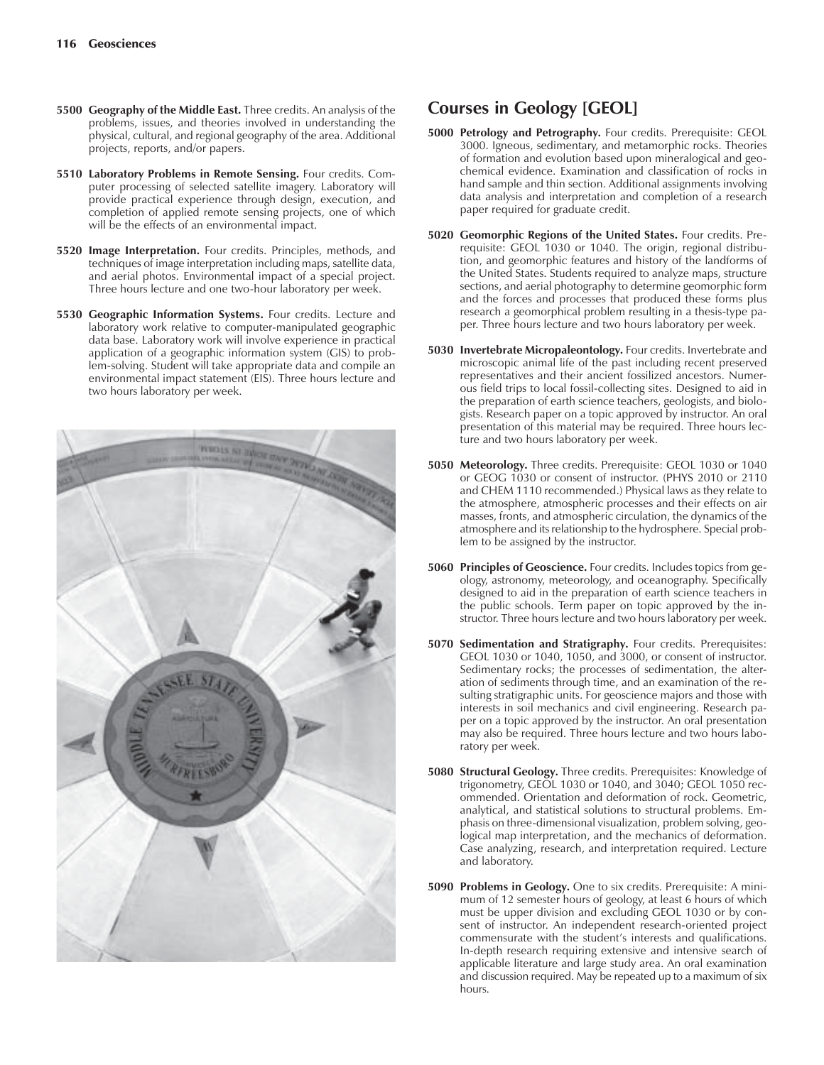**5500 Geography of the Middle East.** Three credits. An analysis of the problems, issues, and theories involved in understanding the physical, cultural, and regional geography of the area. Additional projects, reports, and/or papers.

**5510 Laboratory Problems in Remote Sensing.** Four credits. Computer processing of selected satellite imagery. Laboratory will provide practical experience through design, execution, and completion of applied remote sensing projects, one of which will be the effects of an environmental impact.

**5520 Image Interpretation.** Four credits. Principles, methods, and techniques of image interpretation including maps, satellite data, and aerial photos. Environmental impact of a special project. Three hours lecture and one two-hour laboratory per week.

**5530 Geographic Information Systems.** Four credits. Lecture and laboratory work relative to computer-manipulated geographic data base. Laboratory work will involve experience in practical application of a geographic information system (GIS) to problem-solving. Student will take appropriate data and compile an environmental impact statement (EIS). Three hours lecture and two hours laboratory per week.

## Courses in Geology [GEOL]

**5000 Petrology and Petrography.** Four credits. Prerequisite: GEOL 3000. Igneous, sedimentary, and metamorphic rocks. Theories of formation and evolution based upon mineralogical and geochemical evidence. Examination and classification of rocks in hand sample and thin section. Additional assignments involving data analysis and interpretation and completion of a research paper required for graduate credit.

**5020 Geomorphic Regions of the United States.** Four credits. Prerequisite: GEOL 1030 or 1040. The origin, regional distribution, and geomorphic features and history of the landforms of the United States. Students required to analyze maps, structure sections, and aerial photography to determine geomorphic form and the forces and processes that produced these forms plus research a geomorphical problem resulting in a thesis-type paper. Three hours lecture and two hours laboratory per week.

**5030 Invertebrate Micropaleontology.** Four credits. Invertebrate and microscopic animal life of the past including recent preserved representatives and their ancient fossilized ancestors. Numerous field trips to local fossil-collecting sites. Designed to aid in the preparation of earth science teachers, geologists, and biologists. Research paper on a topic approved by instructor. An oral presentation of this material may be required. Three hours lecture and two hours laboratory per week.

**5050 Meteorology.** Three credits. Prerequisite: GEOL 1030 or 1040 or GEOG 1030 or consent of instructor. (PHYS 2010 or 2110 and CHEM 1110 recommended.) Physical laws as they relate to the atmosphere, atmospheric processes and their effects on air masses, fronts, and atmospheric circulation, the dynamics of the atmosphere and its relationship to the hydrosphere. Special problem to be assigned by the instructor.

**5060 Principles of Geoscience.** Four credits. Includes topics from geology, astronomy, meteorology, and oceanography. Specifically designed to aid in the preparation of earth science teachers in the public schools. Term paper on topic approved by the instructor. Three hours lecture and two hours laboratory per week.

**5070 Sedimentation and Stratigraphy.** Four credits. Prerequisites: GEOL 1030 or 1040, 1050, and 3000, or consent of instructor. Sedimentary rocks; the processes of sedimentation, the alteration of sediments through time, and an examination of the resulting stratigraphic units. For geoscience majors and those with interests in soil mechanics and civil engineering. Research paper on a topic approved by the instructor. An oral presentation may also be required. Three hours lecture and two hours laboratory per week.

**5080 Structural Geology.** Three credits. Prerequisites: Knowledge of trigonometry, GEOL 1030 or 1040, and 3040; GEOL 1050 recommended. Orientation and deformation of rock. Geometric, analytical, and statistical solutions to structural problems. Emphasis on three-dimensional visualization, problem solving, geological map interpretation, and the mechanics of deformation. Case analyzing, research, and interpretation required. Lecture and laboratory.

**5090 Problems in Geology.** One to six credits. Prerequisite: A minimum of 12 semester hours of geology, at least 6 hours of which must be upper division and excluding GEOL 1030 or by consent of instructor. An independent research-oriented project commensurate with the student's interests and qualifications. In-depth research requiring extensive and intensive search of applicable literature and large study area. An oral examination and discussion required. May be repeated up to a maximum of six hours.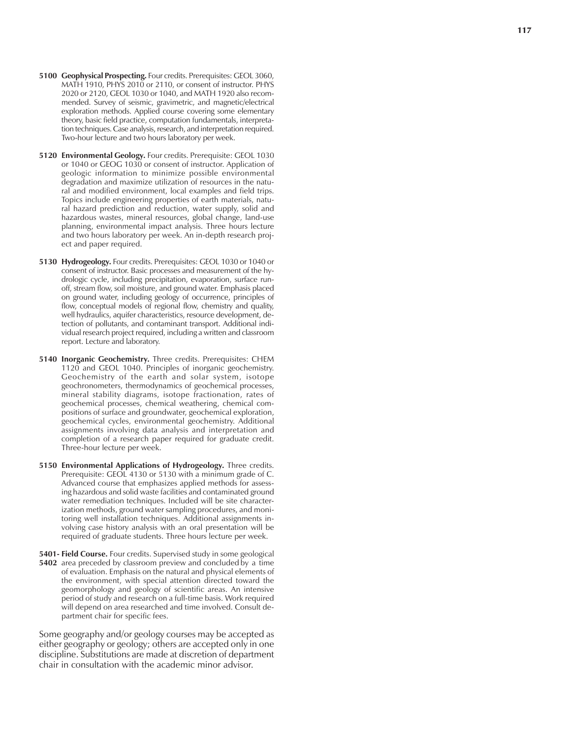**5100 Geophysical Prospecting.** Four credits. Prerequisites: GEOL 3060, MATH 1910, PHYS 2010 or 2110, or consent of instructor. PHYS 2020 or 2120, GEOL 1030 or 1040, and MATH 1920 also recommended. Survey of seismic, gravimetric, and magnetic/electrical exploration methods. Applied course covering some elementary theory, basic field practice, computation fundamentals, interpretation techniques. Case analysis, research, and interpretation required. Two-hour lecture and two hours laboratory per week.

**5120 Environmental Geology.** Four credits. Prerequisite: GEOL 1030 or 1040 or GEOG 1030 or consent of instructor. Application of geologic information to minimize possible environmental degradation and maximize utilization of resources in the natural and modified environment, local examples and field trips. Topics include engineering properties of earth materials, natural hazard prediction and reduction, water supply, solid and hazardous wastes, mineral resources, global change, land-use planning, environmental impact analysis. Three hours lecture and two hours laboratory per week. An in-depth research project and paper required.

**5130 Hydrogeology.** Four credits. Prerequisites: GEOL 1030 or 1040 or consent of instructor. Basic processes and measurement of the hydrologic cycle, including precipitation, evaporation, surface runoff, stream flow, soil moisture, and ground water. Emphasis placed on ground water, including geology of occurrence, principles of flow, conceptual models of regional flow, chemistry and quality, well hydraulics, aquifer characteristics, resource development, detection of pollutants, and contaminant transport. Additional individual research project required, including a written and classroom report. Lecture and laboratory.

**5140 Inorganic Geochemistry.** Three credits. Prerequisites: CHEM 1120 and GEOL 1040. Principles of inorganic geochemistry. Geochemistry of the earth and solar system, isotope geochronometers, thermodynamics of geochemical processes, mineral stability diagrams, isotope fractionation, rates of geochemical processes, chemical weathering, chemical compositions of surface and groundwater, geochemical exploration, geochemical cycles, environmental geochemistry. Additional assignments involving data analysis and interpretation and completion of a research paper required for graduate credit. Three-hour lecture per week.

**5150 Environmental Applications of Hydrogeology.** Three credits. Prerequisite: GEOL 4130 or 5130 with a minimum grade of C. Advanced course that emphasizes applied methods for assessing hazardous and solid waste facilities and contaminated ground water remediation techniques. Included will be site characterization methods, ground water sampling procedures, and monitoring well installation techniques. Additional assignments involving case history analysis with an oral presentation will be required of graduate students. Three hours lecture per week.

**5401- 5402 Field Course.** Four credits. Supervised study in some geological area preceded by classroom preview and concluded by a time of evaluation. Emphasis on the natural and physical elements of the environment, with special attention directed toward the geomorphology and geology of scientific areas. An intensive period of study and research on a full-time basis. Work required will depend on area researched and time involved. Consult department chair for specific fees.

Some geography and/or geology courses may be accepted as either geography or geology; others are accepted only in one discipline. Substitutions are made at discretion of department chair in consultation with the academic minor advisor.